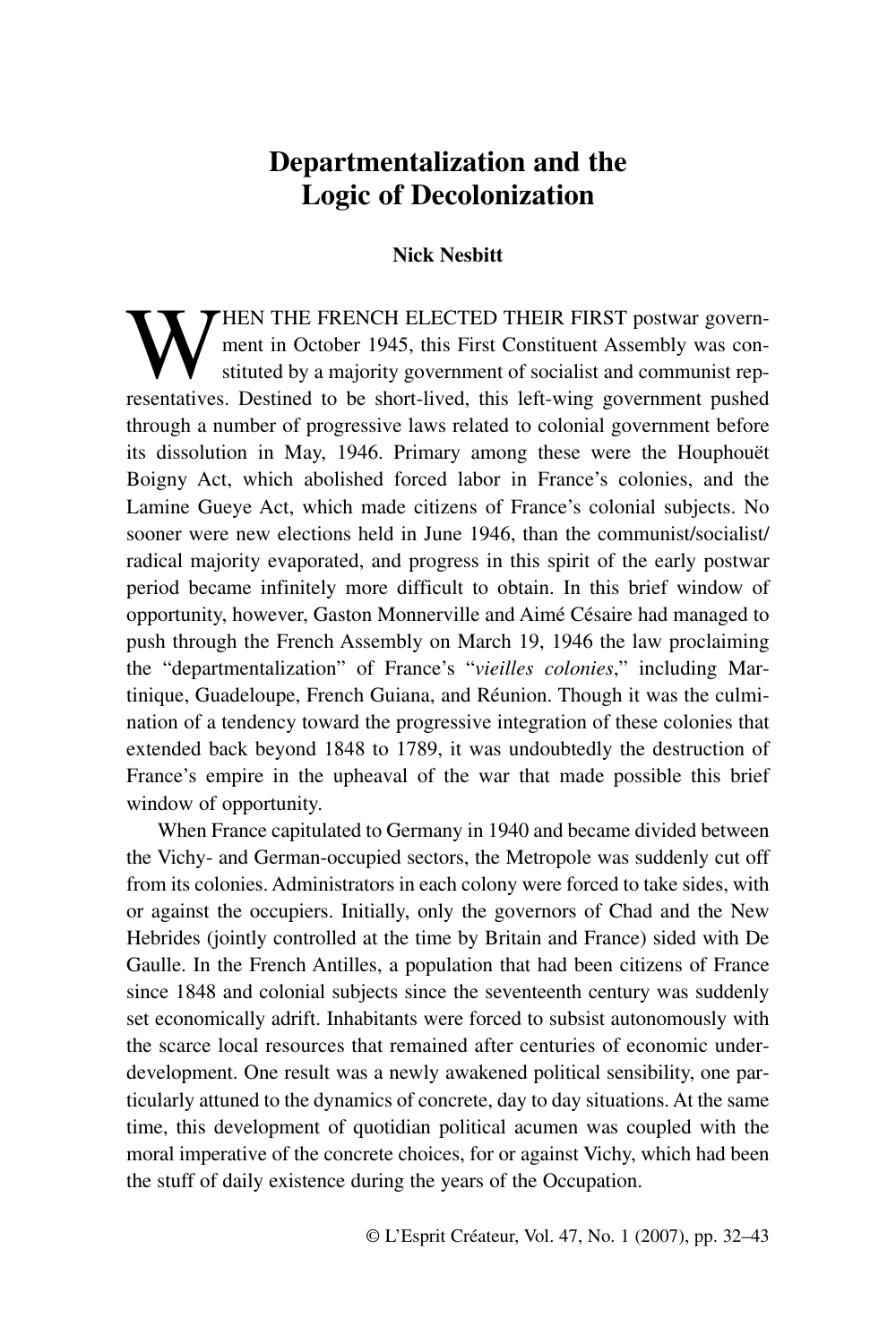# Departmentalization and the Logic of Decolonization

**Nick Nesbitt**

WHEN THE FRENCH ELECTED THEIR FIRST postwar government in October 1945, this First Constituent Assembly was constituted by a majority government of socialist and communist representatives. Destined to be short-lived, this left-wing government pushed through a number of progressive laws related to colonial government before its dissolution in May, 1946. Primary among these were the Houphouët Boigny Act, which abolished forced labor in France's colonies, and the Lamine Gueye Act, which made citizens of France's colonial subjects. No sooner were new elections held in June 1946, than the communist/socialist/radical majority evaporated, and progress in this spirit of the early postwar period became infinitely more difficult to obtain. In this brief window of opportunity, however, Gaston Monnerville and Aimé Césaire had managed to push through the French Assembly on March 19, 1946 the law proclaiming the "departmentalization" of France's "*vieilles colonies*," including Martinique, Guadeloupe, French Guiana, and Réunion. Though it was the culmination of a tendency toward the progressive integration of these colonies that extended back beyond 1848 to 1789, it was undoubtedly the destruction of France's empire in the upheaval of the war that made possible this brief window of opportunity.

When France capitulated to Germany in 1940 and became divided between the Vichy- and German-occupied sectors, the Metropole was suddenly cut off from its colonies. Administrators in each colony were forced to take sides, with or against the occupiers. Initially, only the governors of Chad and the New Hebrides (jointly controlled at the time by Britain and France) sided with De Gaulle. In the French Antilles, a population that had been citizens of France since 1848 and colonial subjects since the seventeenth century was suddenly set economically adrift. Inhabitants were forced to subsist autonomously with the scarce local resources that remained after centuries of economic underdevelopment. One result was a newly awakened political sensibility, one particularly attuned to the dynamics of concrete, day to day situations. At the same time, this development of quotidian political acumen was coupled with the moral imperative of the concrete choices, for or against Vichy, which had been the stuff of daily existence during the years of the Occupation.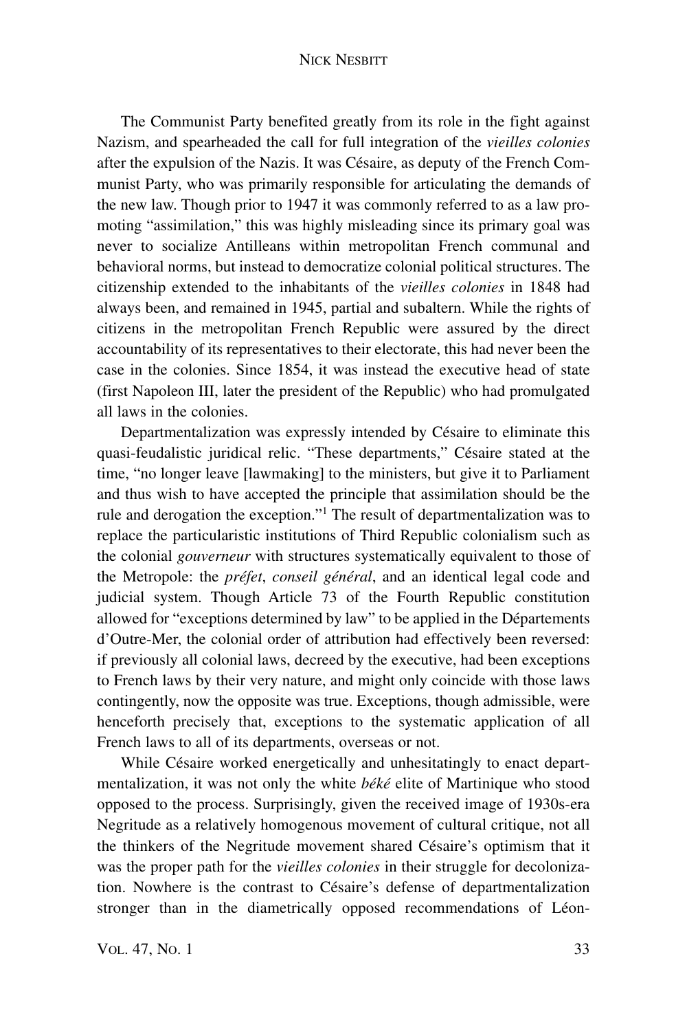The Communist Party benefited greatly from its role in the fight against Nazism, and spearheaded the call for full integration of the *vieilles colonies* after the expulsion of the Nazis. It was Césaire, as deputy of the French Communist Party, who was primarily responsible for articulating the demands of the new law. Though prior to 1947 it was commonly referred to as a law promoting "assimilation," this was highly misleading since its primary goal was never to socialize Antilleans within metropolitan French communal and behavioral norms, but instead to democratize colonial political structures. The citizenship extended to the inhabitants of the *vieilles colonies* in 1848 had always been, and remained in 1945, partial and subaltern. While the rights of citizens in the metropolitan French Republic were assured by the direct accountability of its representatives to their electorate, this had never been the case in the colonies. Since 1854, it was instead the executive head of state (first Napoleon III, later the president of the Republic) who had promulgated all laws in the colonies.

Departmentalization was expressly intended by Césaire to eliminate this quasi-feudalistic juridical relic. "These departments," Césaire stated at the time, "no longer leave [lawmaking] to the ministers, but give it to Parliament and thus wish to have accepted the principle that assimilation should be the rule and derogation the exception."[1] The result of departmentalization was to replace the particularistic institutions of Third Republic colonialism such as the colonial *gouverneur* with structures systematically equivalent to those of the Metropole: the *préfet*, *conseil général*, and an identical legal code and judicial system. Though Article 73 of the Fourth Republic constitution allowed for "exceptions determined by law" to be applied in the Départements d'Outre-Mer, the colonial order of attribution had effectively been reversed: if previously all colonial laws, decreed by the executive, had been exceptions to French laws by their very nature, and might only coincide with those laws contingently, now the opposite was true. Exceptions, though admissible, were henceforth precisely that, exceptions to the systematic application of all French laws to all of its departments, overseas or not.

While Césaire worked energetically and unhesitatingly to enact departmentalization, it was not only the white *béké* elite of Martinique who stood opposed to the process. Surprisingly, given the received image of 1930s-era Negritude as a relatively homogenous movement of cultural critique, not all the thinkers of the Negritude movement shared Césaire's optimism that it was the proper path for the *vieilles colonies* in their struggle for decolonization. Nowhere is the contrast to Césaire's defense of departmentalization stronger than in the diametrically opposed recommendations of Léon-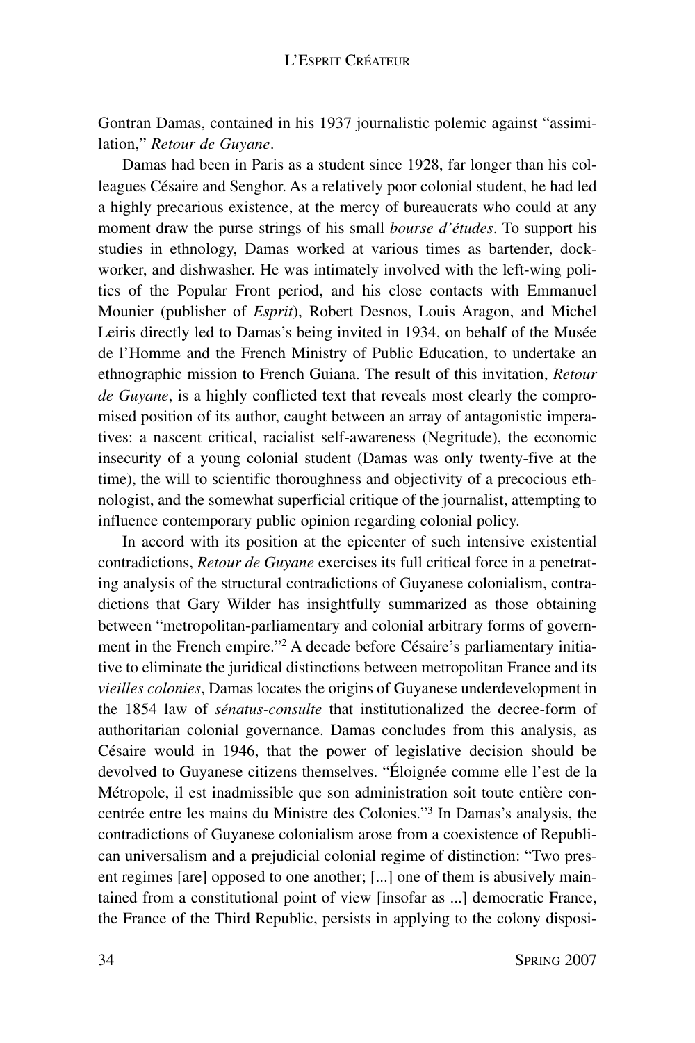Gontran Damas, contained in his 1937 journalistic polemic against "assimilation," *Retour de Guyane*.

Damas had been in Paris as a student since 1928, far longer than his colleagues Césaire and Senghor. As a relatively poor colonial student, he had led a highly precarious existence, at the mercy of bureaucrats who could at any moment draw the purse strings of his small *bourse d'études*. To support his studies in ethnology, Damas worked at various times as bartender, dockworker, and dishwasher. He was intimately involved with the left-wing politics of the Popular Front period, and his close contacts with Emmanuel Mounier (publisher of *Esprit*), Robert Desnos, Louis Aragon, and Michel Leiris directly led to Damas's being invited in 1934, on behalf of the Musée de l'Homme and the French Ministry of Public Education, to undertake an ethnographic mission to French Guiana. The result of this invitation, *Retour de Guyane*, is a highly conflicted text that reveals most clearly the compromised position of its author, caught between an array of antagonistic imperatives: a nascent critical, racialist self-awareness (Negritude), the economic insecurity of a young colonial student (Damas was only twenty-five at the time), the will to scientific thoroughness and objectivity of a precocious ethnologist, and the somewhat superficial critique of the journalist, attempting to influence contemporary public opinion regarding colonial policy.

In accord with its position at the epicenter of such intensive existential contradictions, *Retour de Guyane* exercises its full critical force in a penetrating analysis of the structural contradictions of Guyanese colonialism, contradictions that Gary Wilder has insightfully summarized as those obtaining between "metropolitan-parliamentary and colonial arbitrary forms of government in the French empire."[2] A decade before Césaire's parliamentary initiative to eliminate the juridical distinctions between metropolitan France and its *vieilles colonies*, Damas locates the origins of Guyanese underdevelopment in the 1854 law of *sénatus-consulte* that institutionalized the decree-form of authoritarian colonial governance. Damas concludes from this analysis, as Césaire would in 1946, that the power of legislative decision should be devolved to Guyanese citizens themselves. "Éloignée comme elle l'est de la Métropole, il est inadmissible que son administration soit toute entière concentrée entre les mains du Ministre des Colonies."[3] In Damas's analysis, the contradictions of Guyanese colonialism arose from a coexistence of Republican universalism and a prejudicial colonial regime of distinction: "Two present regimes [are] opposed to one another; [...] one of them is abusively maintained from a constitutional point of view [insofar as ...] democratic France, the France of the Third Republic, persists in applying to the colony disposi-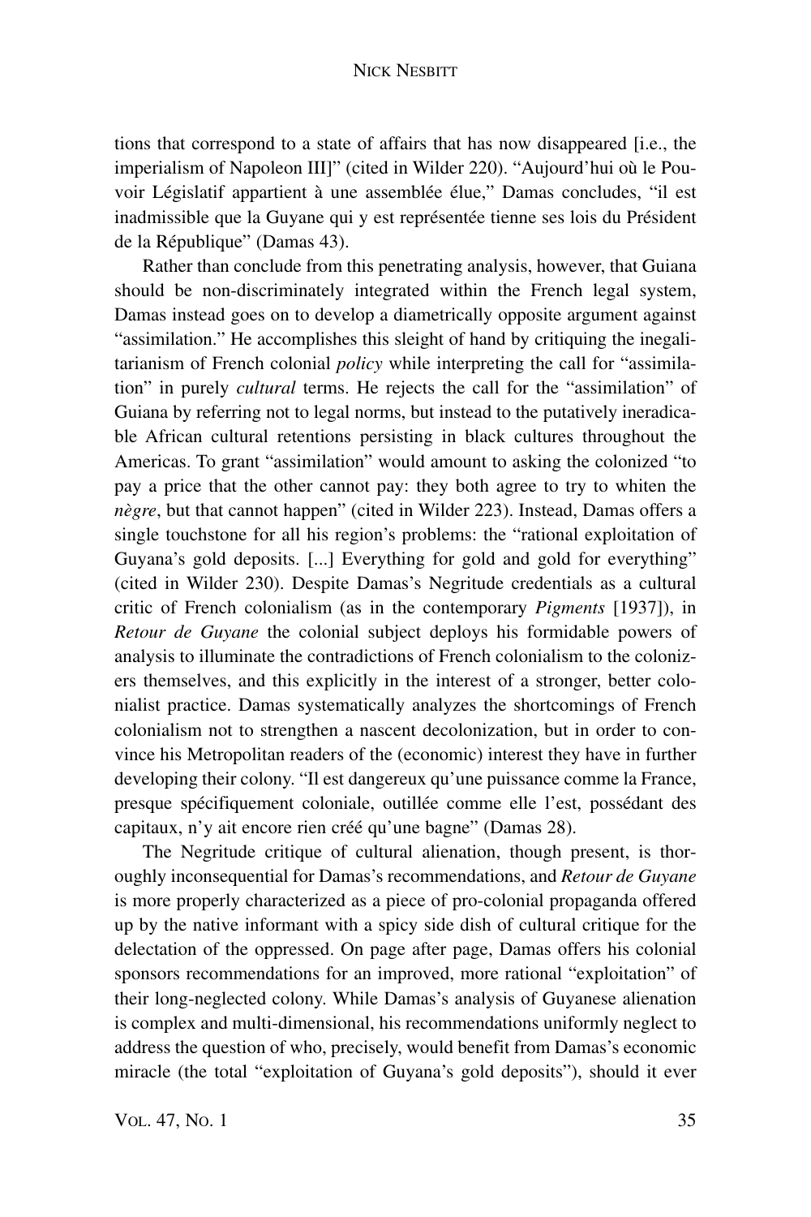tions that correspond to a state of affairs that has now disappeared [i.e., the imperialism of Napoleon III]" (cited in Wilder 220). "Aujourd'hui où le Pouvoir Législatif appartient à une assemblée élue," Damas concludes, "il est inadmissible que la Guyane qui y est représentée tienne ses lois du Président de la République" (Damas 43).

Rather than conclude from this penetrating analysis, however, that Guiana should be non-discriminately integrated within the French legal system, Damas instead goes on to develop a diametrically opposite argument against "assimilation." He accomplishes this sleight of hand by critiquing the inegalitarianism of French colonial *policy* while interpreting the call for "assimilation" in purely *cultural* terms. He rejects the call for the "assimilation" of Guiana by referring not to legal norms, but instead to the putatively ineradicable African cultural retentions persisting in black cultures throughout the Americas. To grant "assimilation" would amount to asking the colonized "to pay a price that the other cannot pay: they both agree to try to whiten the *nègre*, but that cannot happen" (cited in Wilder 223). Instead, Damas offers a single touchstone for all his region's problems: the "rational exploitation of Guyana's gold deposits. [...] Everything for gold and gold for everything" (cited in Wilder 230). Despite Damas's Negritude credentials as a cultural critic of French colonialism (as in the contemporary *Pigments* [1937]), in *Retour de Guyane* the colonial subject deploys his formidable powers of analysis to illuminate the contradictions of French colonialism to the colonizers themselves, and this explicitly in the interest of a stronger, better colonialist practice. Damas systematically analyzes the shortcomings of French colonialism not to strengthen a nascent decolonization, but in order to convince his Metropolitan readers of the (economic) interest they have in further developing their colony. "Il est dangereux qu'une puissance comme la France, presque spécifiquement coloniale, outillée comme elle l'est, possédant des capitaux, n'y ait encore rien créé qu'une bagne" (Damas 28).

The Negritude critique of cultural alienation, though present, is thoroughly inconsequential for Damas's recommendations, and *Retour de Guyane* is more properly characterized as a piece of pro-colonial propaganda offered up by the native informant with a spicy side dish of cultural critique for the delectation of the oppressed. On page after page, Damas offers his colonial sponsors recommendations for an improved, more rational "exploitation" of their long-neglected colony. While Damas's analysis of Guyanese alienation is complex and multi-dimensional, his recommendations uniformly neglect to address the question of who, precisely, would benefit from Damas's economic miracle (the total "exploitation of Guyana's gold deposits"), should it ever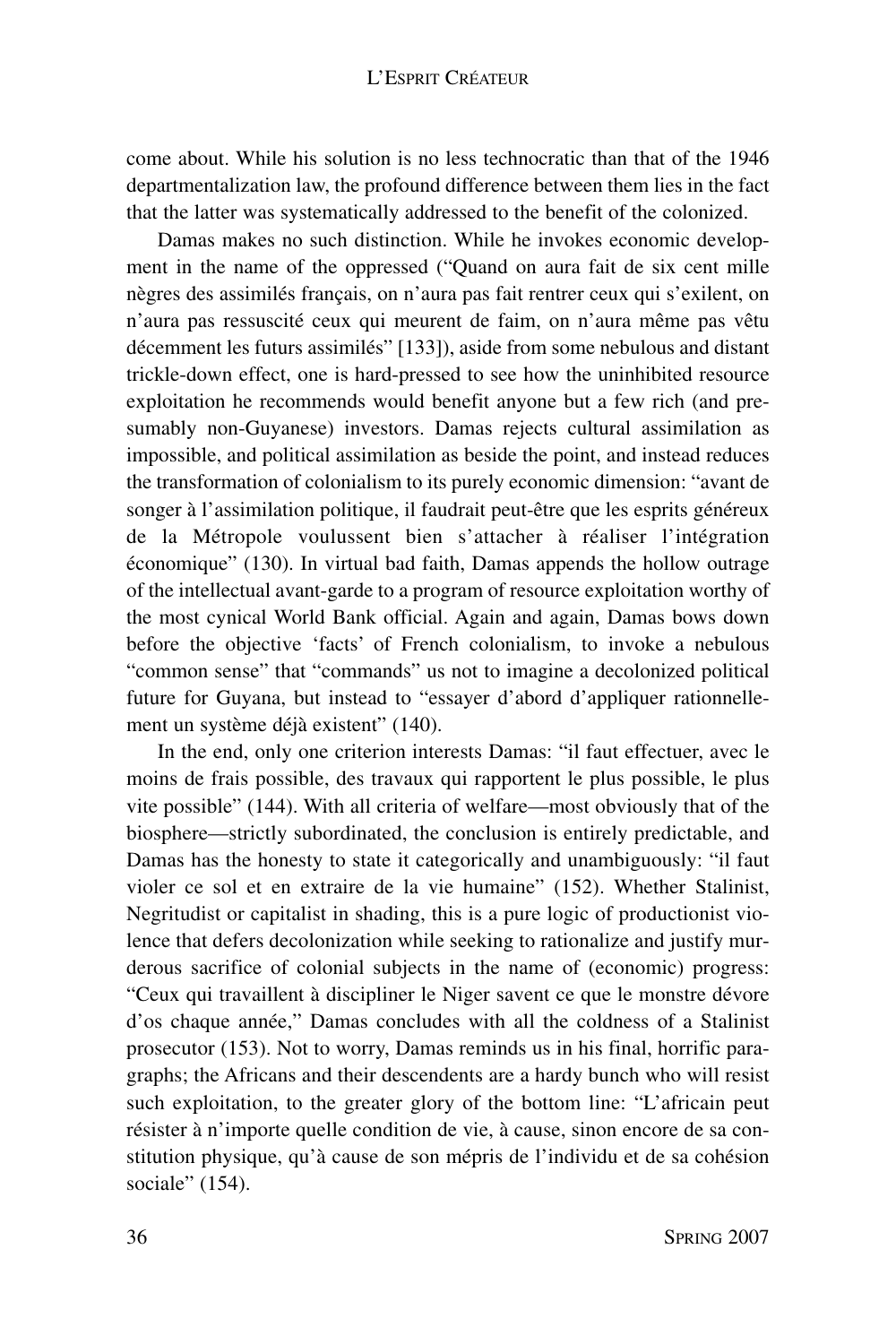come about. While his solution is no less technocratic than that of the 1946 departmentalization law, the profound difference between them lies in the fact that the latter was systematically addressed to the benefit of the colonized.

Damas makes no such distinction. While he invokes economic development in the name of the oppressed ("Quand on aura fait de six cent mille nègres des assimilés français, on n'aura pas fait rentrer ceux qui s'exilent, on n'aura pas ressuscité ceux qui meurent de faim, on n'aura même pas vêtu décemment les futurs assimilés" [133]), aside from some nebulous and distant trickle-down effect, one is hard-pressed to see how the uninhibited resource exploitation he recommends would benefit anyone but a few rich (and presumably non-Guyanese) investors. Damas rejects cultural assimilation as impossible, and political assimilation as beside the point, and instead reduces the transformation of colonialism to its purely economic dimension: "avant de songer à l'assimilation politique, il faudrait peut-être que les esprits généreux de la Métropole voulussent bien s'attacher à réaliser l'intégration économique" (130). In virtual bad faith, Damas appends the hollow outrage of the intellectual avant-garde to a program of resource exploitation worthy of the most cynical World Bank official. Again and again, Damas bows down before the objective 'facts' of French colonialism, to invoke a nebulous "common sense" that "commands" us not to imagine a decolonized political future for Guyana, but instead to "essayer d'abord d'appliquer rationnellement un système déjà existent" (140).

In the end, only one criterion interests Damas: "il faut effectuer, avec le moins de frais possible, des travaux qui rapportent le plus possible, le plus vite possible" (144). With all criteria of welfare—most obviously that of the biosphere—strictly subordinated, the conclusion is entirely predictable, and Damas has the honesty to state it categorically and unambiguously: "il faut violer ce sol et en extraire de la vie humaine" (152). Whether Stalinist, Negritudist or capitalist in shading, this is a pure logic of productionist violence that defers decolonization while seeking to rationalize and justify murderous sacrifice of colonial subjects in the name of (economic) progress: "Ceux qui travaillent à discipliner le Niger savent ce que le monstre dévore d'os chaque année," Damas concludes with all the coldness of a Stalinist prosecutor (153). Not to worry, Damas reminds us in his final, horrific paragraphs; the Africans and their descendents are a hardy bunch who will resist such exploitation, to the greater glory of the bottom line: "L'africain peut résister à n'importe quelle condition de vie, à cause, sinon encore de sa constitution physique, qu'à cause de son mépris de l'individu et de sa cohésion sociale" (154).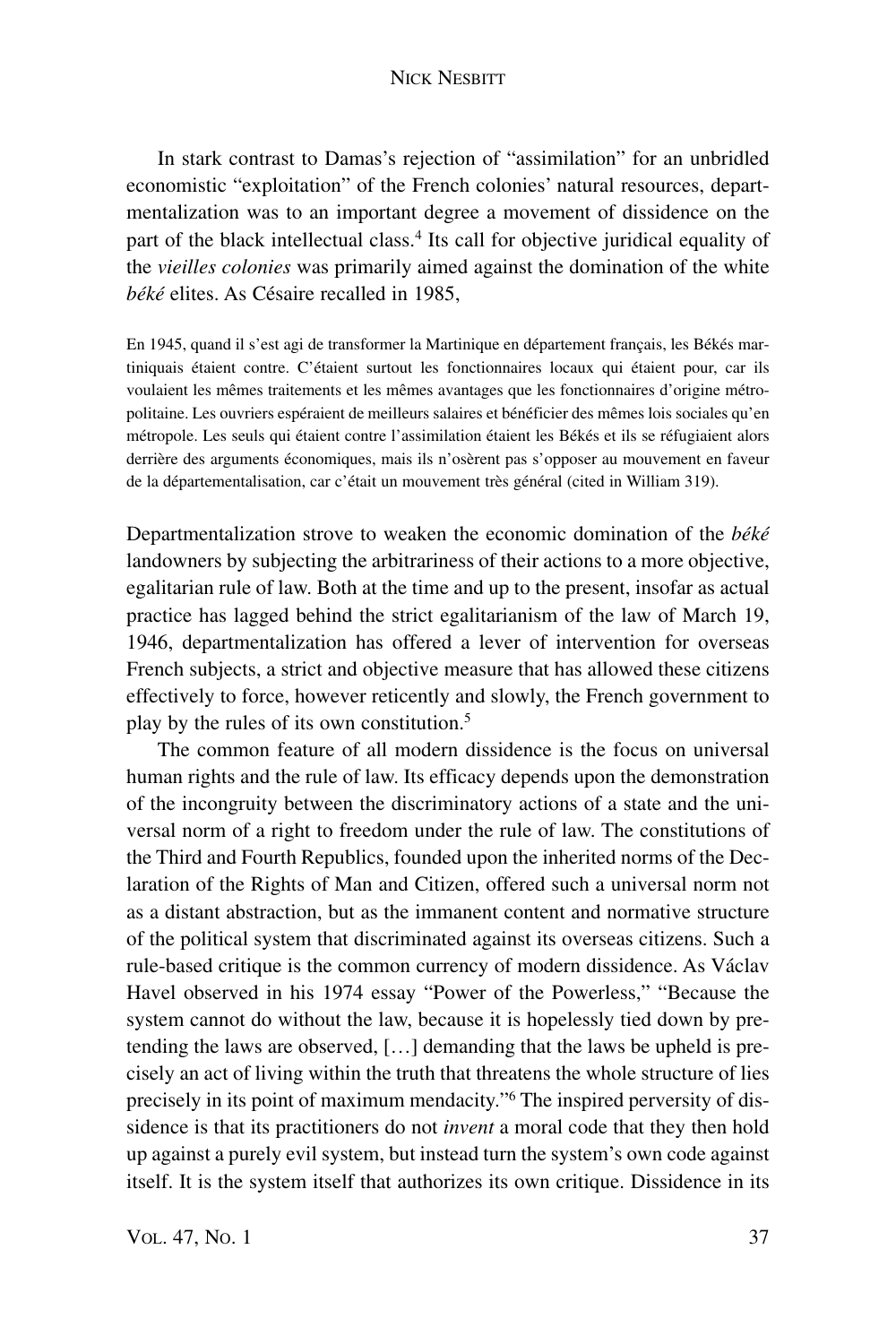In stark contrast to Damas's rejection of "assimilation" for an unbridled economistic "exploitation" of the French colonies' natural resources, departmentalization was to an important degree a movement of dissidence on the part of the black intellectual class.[4] Its call for objective juridical equality of the *vieilles colonies* was primarily aimed against the domination of the white *béké* elites. As Césaire recalled in 1985,

> En 1945, quand il s'est agi de transformer la Martinique en département français, les Békés martiniquais étaient contre. C'étaient surtout les fonctionnaires locaux qui étaient pour, car ils voulaient les mêmes traitements et les mêmes avantages que les fonctionnaires d'origine métropolitaine. Les ouvriers espéraient de meilleurs salaires et bénéficier des mêmes lois sociales qu'en métropole. Les seuls qui étaient contre l'assimilation étaient les Békés et ils se réfugiaient alors derrière des arguments économiques, mais ils n'osèrent pas s'opposer au mouvement en faveur de la départementalisation, car c'était un mouvement très général (cited in William 319).

Departmentalization strove to weaken the economic domination of the *béké* landowners by subjecting the arbitrariness of their actions to a more objective, egalitarian rule of law. Both at the time and up to the present, insofar as actual practice has lagged behind the strict egalitarianism of the law of March 19, 1946, departmentalization has offered a lever of intervention for overseas French subjects, a strict and objective measure that has allowed these citizens effectively to force, however reticently and slowly, the French government to play by the rules of its own constitution.[5]

The common feature of all modern dissidence is the focus on universal human rights and the rule of law. Its efficacy depends upon the demonstration of the incongruity between the discriminatory actions of a state and the universal norm of a right to freedom under the rule of law. The constitutions of the Third and Fourth Republics, founded upon the inherited norms of the Declaration of the Rights of Man and Citizen, offered such a universal norm not as a distant abstraction, but as the immanent content and normative structure of the political system that discriminated against its overseas citizens. Such a rule-based critique is the common currency of modern dissidence. As Václav Havel observed in his 1974 essay "Power of the Powerless," "Because the system cannot do without the law, because it is hopelessly tied down by pretending the laws are observed, […] demanding that the laws be upheld is precisely an act of living within the truth that threatens the whole structure of lies precisely in its point of maximum mendacity."[6] The inspired perversity of dissidence is that its practitioners do not *invent* a moral code that they then hold up against a purely evil system, but instead turn the system's own code against itself. It is the system itself that authorizes its own critique. Dissidence in its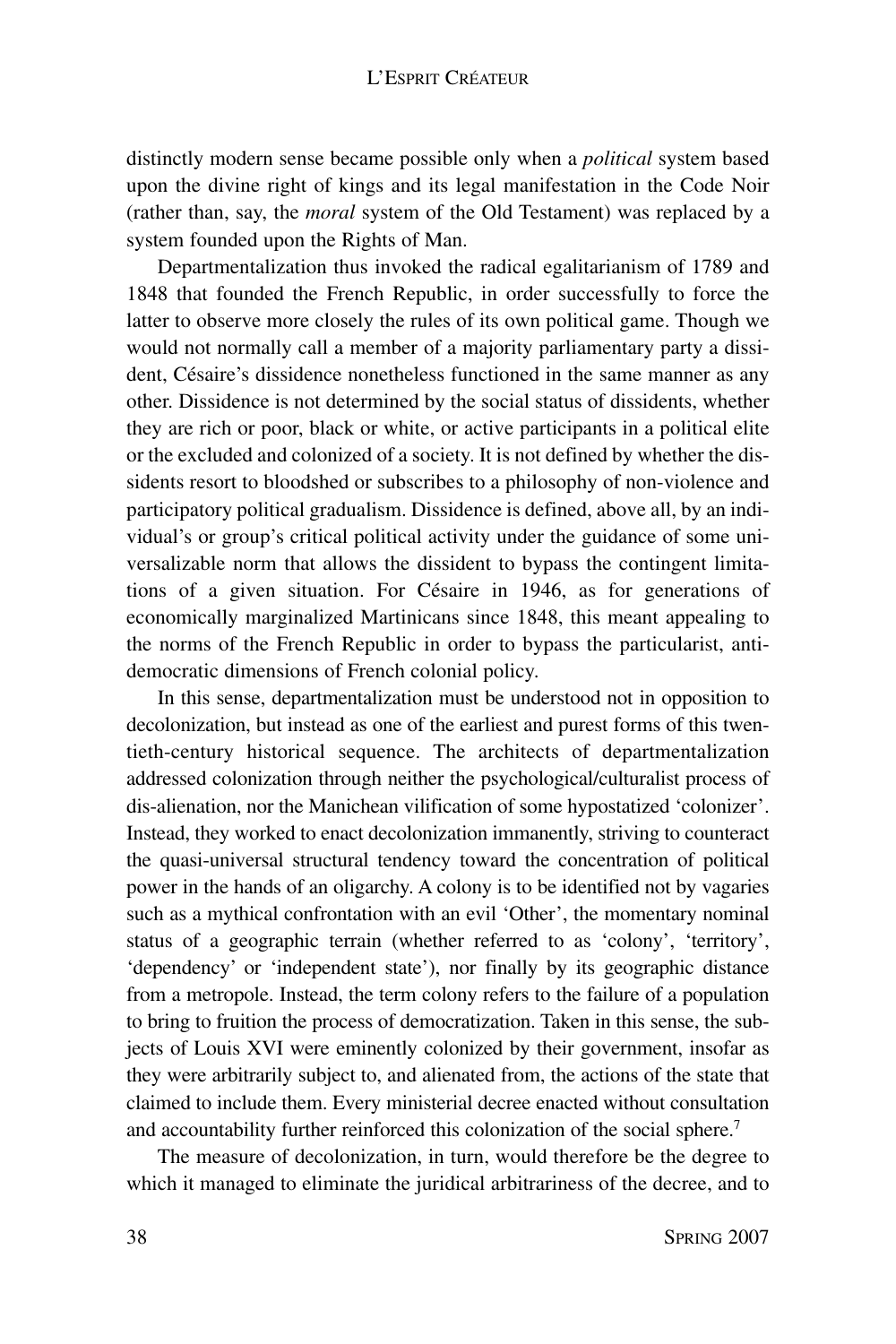distinctly modern sense became possible only when a *political* system based upon the divine right of kings and its legal manifestation in the Code Noir (rather than, say, the *moral* system of the Old Testament) was replaced by a system founded upon the Rights of Man.

Departmentalization thus invoked the radical egalitarianism of 1789 and 1848 that founded the French Republic, in order successfully to force the latter to observe more closely the rules of its own political game. Though we would not normally call a member of a majority parliamentary party a dissident, Césaire's dissidence nonetheless functioned in the same manner as any other. Dissidence is not determined by the social status of dissidents, whether they are rich or poor, black or white, or active participants in a political elite or the excluded and colonized of a society. It is not defined by whether the dissidents resort to bloodshed or subscribes to a philosophy of non-violence and participatory political gradualism. Dissidence is defined, above all, by an individual's or group's critical political activity under the guidance of some universalizable norm that allows the dissident to bypass the contingent limitations of a given situation. For Césaire in 1946, as for generations of economically marginalized Martinicans since 1848, this meant appealing to the norms of the French Republic in order to bypass the particularist, antidemocratic dimensions of French colonial policy.

In this sense, departmentalization must be understood not in opposition to decolonization, but instead as one of the earliest and purest forms of this twentieth-century historical sequence. The architects of departmentalization addressed colonization through neither the psychological/culturalist process of dis-alienation, nor the Manichean vilification of some hypostatized 'colonizer'. Instead, they worked to enact decolonization immanently, striving to counteract the quasi-universal structural tendency toward the concentration of political power in the hands of an oligarchy. A colony is to be identified not by vagaries such as a mythical confrontation with an evil 'Other', the momentary nominal status of a geographic terrain (whether referred to as 'colony', 'territory', 'dependency' or 'independent state'), nor finally by its geographic distance from a metropole. Instead, the term colony refers to the failure of a population to bring to fruition the process of democratization. Taken in this sense, the subjects of Louis XVI were eminently colonized by their government, insofar as they were arbitrarily subject to, and alienated from, the actions of the state that claimed to include them. Every ministerial decree enacted without consultation and accountability further reinforced this colonization of the social sphere.[7]

The measure of decolonization, in turn, would therefore be the degree to which it managed to eliminate the juridical arbitrariness of the decree, and to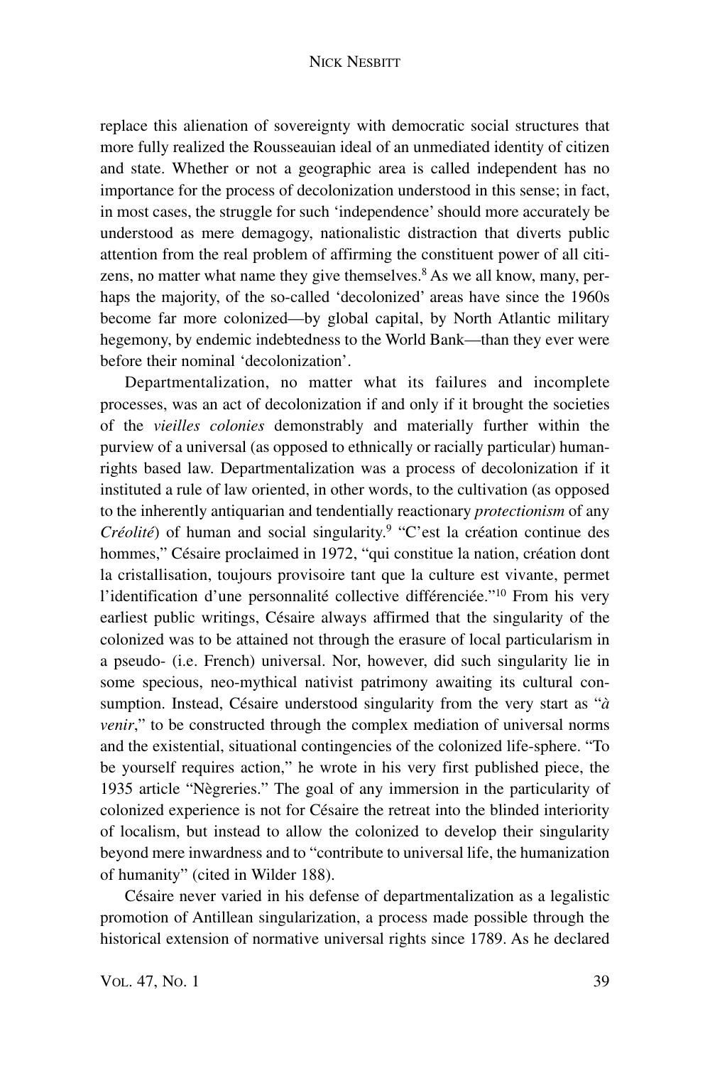replace this alienation of sovereignty with democratic social structures that more fully realized the Rousseauian ideal of an unmediated identity of citizen and state. Whether or not a geographic area is called independent has no importance for the process of decolonization understood in this sense; in fact, in most cases, the struggle for such 'independence' should more accurately be understood as mere demagogy, nationalistic distraction that diverts public attention from the real problem of affirming the constituent power of all citizens, no matter what name they give themselves.[8] As we all know, many, perhaps the majority, of the so-called 'decolonized' areas have since the 1960s become far more colonized—by global capital, by North Atlantic military hegemony, by endemic indebtedness to the World Bank—than they ever were before their nominal 'decolonization'.

Departmentalization, no matter what its failures and incomplete processes, was an act of decolonization if and only if it brought the societies of the *vieilles colonies* demonstrably and materially further within the purview of a universal (as opposed to ethnically or racially particular) human-rights based law. Departmentalization was a process of decolonization if it instituted a rule of law oriented, in other words, to the cultivation (as opposed to the inherently antiquarian and tendentially reactionary *protectionism* of any *Créolité*) of human and social singularity.[9] "C'est la création continue des hommes," Césaire proclaimed in 1972, "qui constitue la nation, création dont la cristallisation, toujours provisoire tant que la culture est vivante, permet l'identification d'une personnalité collective différenciée."[10] From his very earliest public writings, Césaire always affirmed that the singularity of the colonized was to be attained not through the erasure of local particularism in a pseudo- (i.e. French) universal. Nor, however, did such singularity lie in some specious, neo-mythical nativist patrimony awaiting its cultural consumption. Instead, Césaire understood singularity from the very start as "*à venir*," to be constructed through the complex mediation of universal norms and the existential, situational contingencies of the colonized life-sphere. "To be yourself requires action," he wrote in his very first published piece, the 1935 article "Nègreries." The goal of any immersion in the particularity of colonized experience is not for Césaire the retreat into the blinded interiority of localism, but instead to allow the colonized to develop their singularity beyond mere inwardness and to "contribute to universal life, the humanization of humanity" (cited in Wilder 188).

Césaire never varied in his defense of departmentalization as a legalistic promotion of Antillean singularization, a process made possible through the historical extension of normative universal rights since 1789. As he declared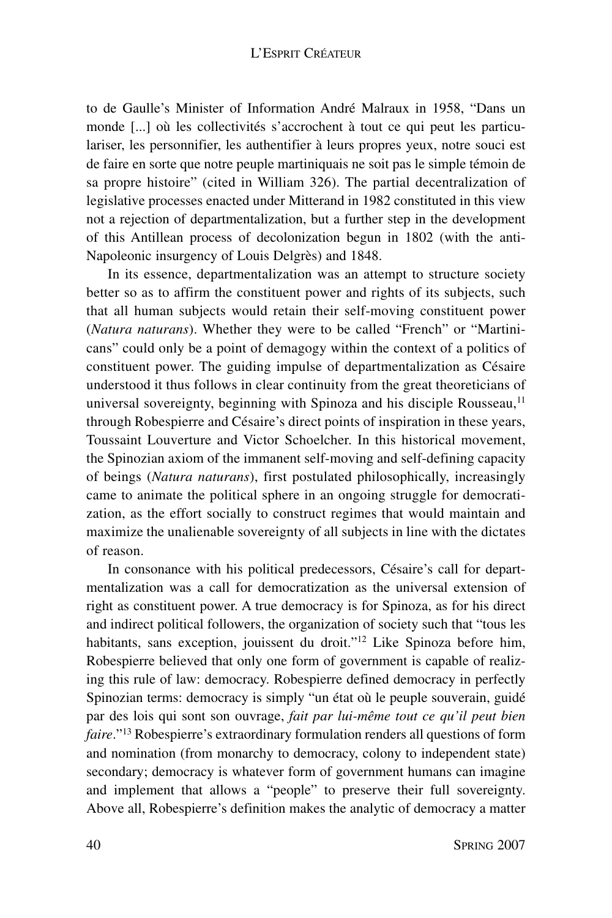to de Gaulle's Minister of Information André Malraux in 1958, "Dans un monde [...] où les collectivités s'accrochent à tout ce qui peut les particulariser, les personnifier, les authentifier à leurs propres yeux, notre souci est de faire en sorte que notre peuple martiniquais ne soit pas le simple témoin de sa propre histoire" (cited in William 326). The partial decentralization of legislative processes enacted under Mitterand in 1982 constituted in this view not a rejection of departmentalization, but a further step in the development of this Antillean process of decolonization begun in 1802 (with the anti-Napoleonic insurgency of Louis Delgrès) and 1848.

In its essence, departmentalization was an attempt to structure society better so as to affirm the constituent power and rights of its subjects, such that all human subjects would retain their self-moving constituent power (*Natura naturans*). Whether they were to be called "French" or "Martinicans" could only be a point of demagogy within the context of a politics of constituent power. The guiding impulse of departmentalization as Césaire understood it thus follows in clear continuity from the great theoreticians of universal sovereignty, beginning with Spinoza and his disciple Rousseau,[11] through Robespierre and Césaire's direct points of inspiration in these years, Toussaint Louverture and Victor Schoelcher. In this historical movement, the Spinozian axiom of the immanent self-moving and self-defining capacity of beings (*Natura naturans*), first postulated philosophically, increasingly came to animate the political sphere in an ongoing struggle for democratization, as the effort socially to construct regimes that would maintain and maximize the unalienable sovereignty of all subjects in line with the dictates of reason.

In consonance with his political predecessors, Césaire's call for departmentalization was a call for democratization as the universal extension of right as constituent power. A true democracy is for Spinoza, as for his direct and indirect political followers, the organization of society such that "tous les habitants, sans exception, jouissent du droit."[12] Like Spinoza before him, Robespierre believed that only one form of government is capable of realizing this rule of law: democracy. Robespierre defined democracy in perfectly Spinozian terms: democracy is simply "un état où le peuple souverain, guidé par des lois qui sont son ouvrage, *fait par lui-même tout ce qu'il peut bien faire*."[13] Robespierre's extraordinary formulation renders all questions of form and nomination (from monarchy to democracy, colony to independent state) secondary; democracy is whatever form of government humans can imagine and implement that allows a "people" to preserve their full sovereignty. Above all, Robespierre's definition makes the analytic of democracy a matter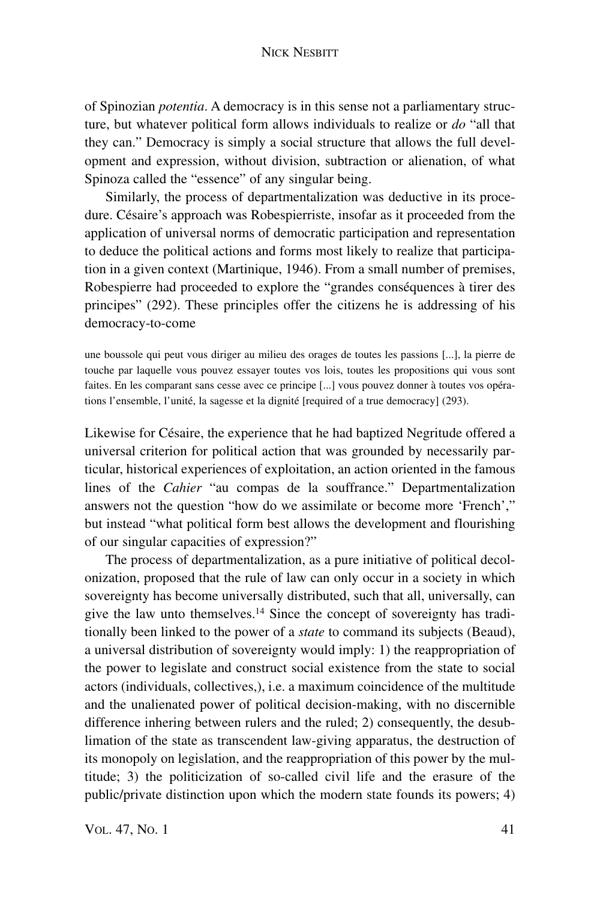of Spinozian *potentia*. A democracy is in this sense not a parliamentary structure, but whatever political form allows individuals to realize or *do* "all that they can." Democracy is simply a social structure that allows the full development and expression, without division, subtraction or alienation, of what Spinoza called the "essence" of any singular being.

Similarly, the process of departmentalization was deductive in its procedure. Césaire's approach was Robespierriste, insofar as it proceeded from the application of universal norms of democratic participation and representation to deduce the political actions and forms most likely to realize that participation in a given context (Martinique, 1946). From a small number of premises, Robespierre had proceeded to explore the "grandes conséquences à tirer des principes" (292). These principles offer the citizens he is addressing of his democracy-to-come

> une boussole qui peut vous diriger au milieu des orages de toutes les passions [...], la pierre de touche par laquelle vous pouvez essayer toutes vos lois, toutes les propositions qui vous sont faites. En les comparant sans cesse avec ce principe [...] vous pouvez donner à toutes vos opérations l'ensemble, l'unité, la sagesse et la dignité [required of a true democracy] (293).

Likewise for Césaire, the experience that he had baptized Negritude offered a universal criterion for political action that was grounded by necessarily particular, historical experiences of exploitation, an action oriented in the famous lines of the *Cahier* "au compas de la souffrance." Departmentalization answers not the question "how do we assimilate or become more 'French'," but instead "what political form best allows the development and flourishing of our singular capacities of expression?"

The process of departmentalization, as a pure initiative of political decolonization, proposed that the rule of law can only occur in a society in which sovereignty has become universally distributed, such that all, universally, can give the law unto themselves.[14] Since the concept of sovereignty has traditionally been linked to the power of a *state* to command its subjects (Beaud), a universal distribution of sovereignty would imply: 1) the reappropriation of the power to legislate and construct social existence from the state to social actors (individuals, collectives,), i.e. a maximum coincidence of the multitude and the unalienated power of political decision-making, with no discernible difference inhering between rulers and the ruled; 2) consequently, the desublimation of the state as transcendent law-giving apparatus, the destruction of its monopoly on legislation, and the reappropriation of this power by the multitude; 3) the politicization of so-called civil life and the erasure of the public/private distinction upon which the modern state founds its powers; 4)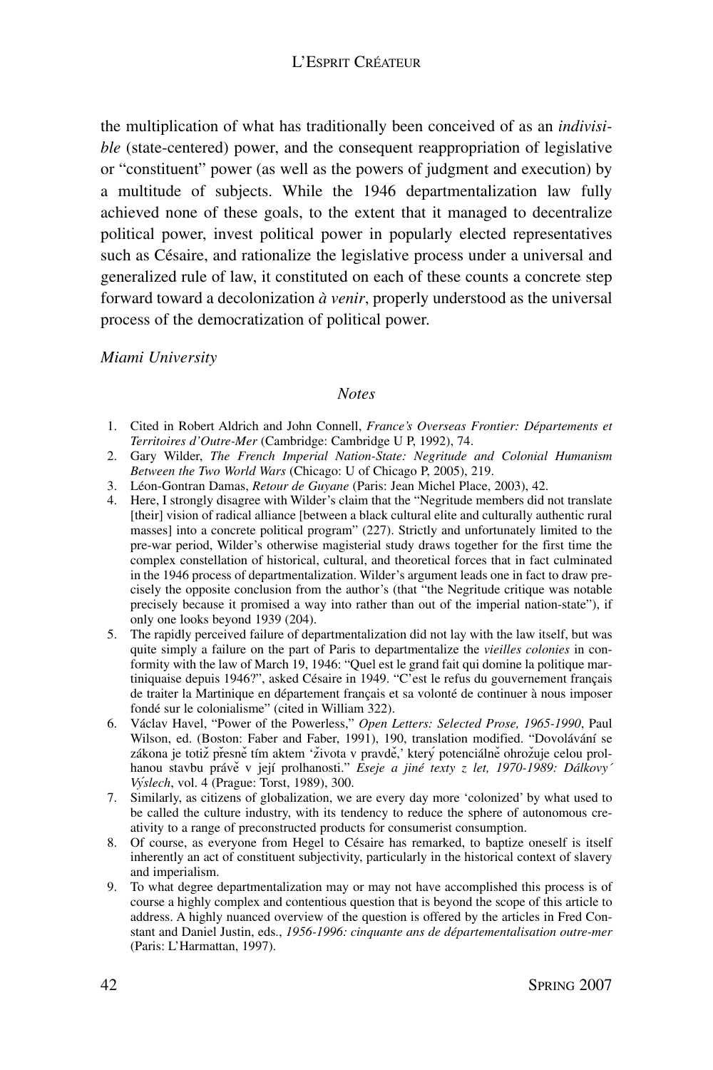the multiplication of what has traditionally been conceived of as an *indivisible* (state-centered) power, and the consequent reappropriation of legislative or "constituent" power (as well as the powers of judgment and execution) by a multitude of subjects. While the 1946 departmentalization law fully achieved none of these goals, to the extent that it managed to decentralize political power, invest political power in popularly elected representatives such as Césaire, and rationalize the legislative process under a universal and generalized rule of law, it constituted on each of these counts a concrete step forward toward a decolonization *à venir*, properly understood as the universal process of the democratization of political power.

*Miami University*

## *Notes*

1. Cited in Robert Aldrich and John Connell, *France's Overseas Frontier: Départements et Territoires d'Outre-Mer* (Cambridge: Cambridge U P, 1992), 74.
2. Gary Wilder, *The French Imperial Nation-State: Negritude and Colonial Humanism Between the Two World Wars* (Chicago: U of Chicago P, 2005), 219.
3. Léon-Gontran Damas, *Retour de Guyane* (Paris: Jean Michel Place, 2003), 42.
4. Here, I strongly disagree with Wilder's claim that the "Negritude members did not translate [their] vision of radical alliance [between a black cultural elite and culturally authentic rural masses] into a concrete political program" (227). Strictly and unfortunately limited to the pre-war period, Wilder's otherwise magisterial study draws together for the first time the complex constellation of historical, cultural, and theoretical forces that in fact culminated in the 1946 process of departmentalization. Wilder's argument leads one in fact to draw precisely the opposite conclusion from the author's (that "the Negritude critique was notable precisely because it promised a way into rather than out of the imperial nation-state"), if only one looks beyond 1939 (204).
5. The rapidly perceived failure of departmentalization did not lay with the law itself, but was quite simply a failure on the part of Paris to departmentalize the *vieilles colonies* in conformity with the law of March 19, 1946: "Quel est le grand fait qui domine la politique martiniquaise depuis 1946?", asked Césaire in 1949. "C'est le refus du gouvernement français de traiter la Martinique en département français et sa volonté de continuer à nous imposer fondé sur le colonialisme" (cited in William 322).
6. Václav Havel, "Power of the Powerless," *Open Letters: Selected Prose, 1965-1990*, Paul Wilson, ed. (Boston: Faber and Faber, 1991), 190, translation modified. "Dovolávání se zákona je totiž přesně tím aktem 'života v pravdě,' ktery potenciálně ohrožuje celou prolhanou stavbu právě v její prolhanosti." *Eseje a jiné texty z let, 1970-1989: Dálkovy Výslech*, vol. 4 (Prague: Torst, 1989), 300.
7. Similarly, as citizens of globalization, we are every day more 'colonized' by what used to be called the culture industry, with its tendency to reduce the sphere of autonomous creativity to a range of preconstructed products for consumerist consumption.
8. Of course, as everyone from Hegel to Césaire has remarked, to baptize oneself is itself inherently an act of constituent subjectivity, particularly in the historical context of slavery and imperialism.
9. To what degree departmentalization may or may not have accomplished this process is of course a highly complex and contentious question that is beyond the scope of this article to address. A highly nuanced overview of the question is offered by the articles in Fred Constant and Daniel Justin, eds., *1956-1996: cinquante ans de départementalisation outre-mer* (Paris: L'Harmattan, 1997).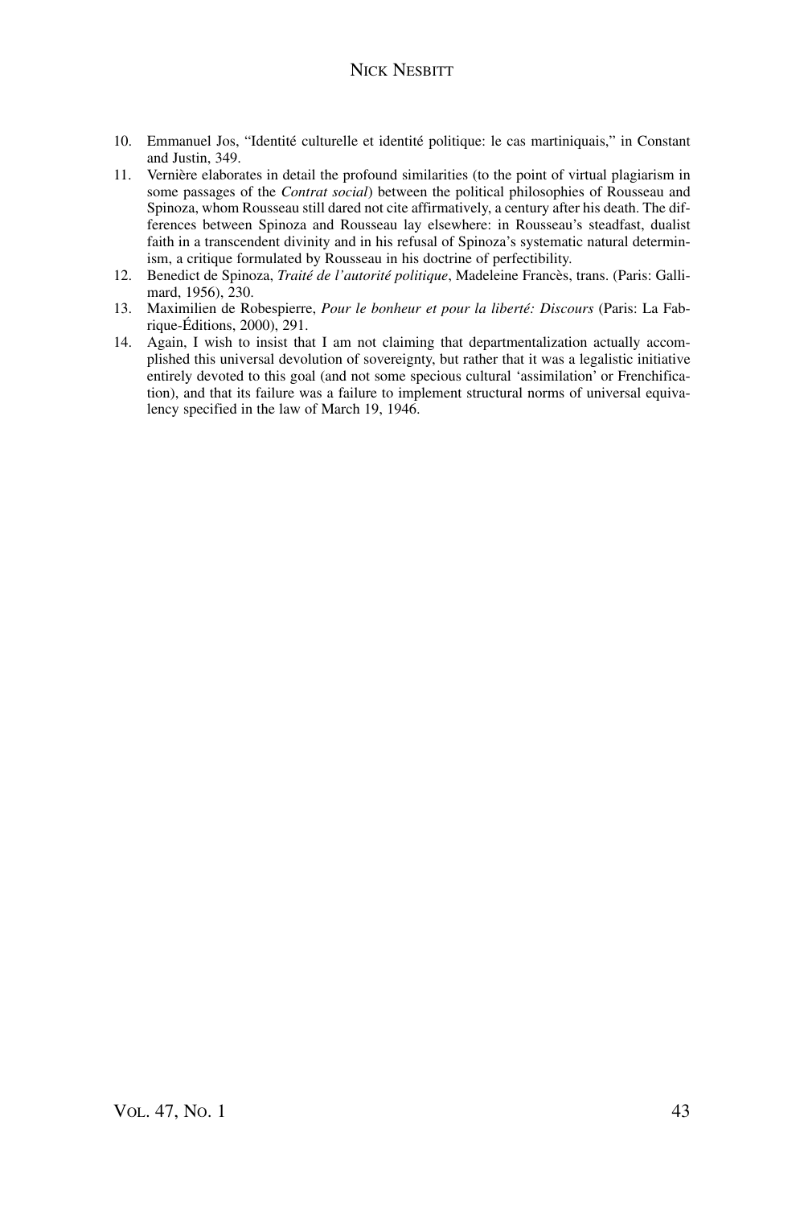10. Emmanuel Jos, "Identité culturelle et identité politique: le cas martiniquais," in Constant and Justin, 349.
11. Vernière elaborates in detail the profound similarities (to the point of virtual plagiarism in some passages of the *Contrat social*) between the political philosophies of Rousseau and Spinoza, whom Rousseau still dared not cite affirmatively, a century after his death. The differences between Spinoza and Rousseau lay elsewhere: in Rousseau's steadfast, dualist faith in a transcendent divinity and in his refusal of Spinoza's systematic natural determinism, a critique formulated by Rousseau in his doctrine of perfectibility.
12. Benedict de Spinoza, *Traité de l'autorité politique*, Madeleine Francès, trans. (Paris: Gallimard, 1956), 230.
13. Maximilien de Robespierre, *Pour le bonheur et pour la liberté: Discours* (Paris: La Fabrique-Éditions, 2000), 291.
14. Again, I wish to insist that I am not claiming that departmentalization actually accomplished this universal devolution of sovereignty, but rather that it was a legalistic initiative entirely devoted to this goal (and not some specious cultural 'assimilation' or Frenchification), and that its failure was a failure to implement structural norms of universal equivalency specified in the law of March 19, 1946.